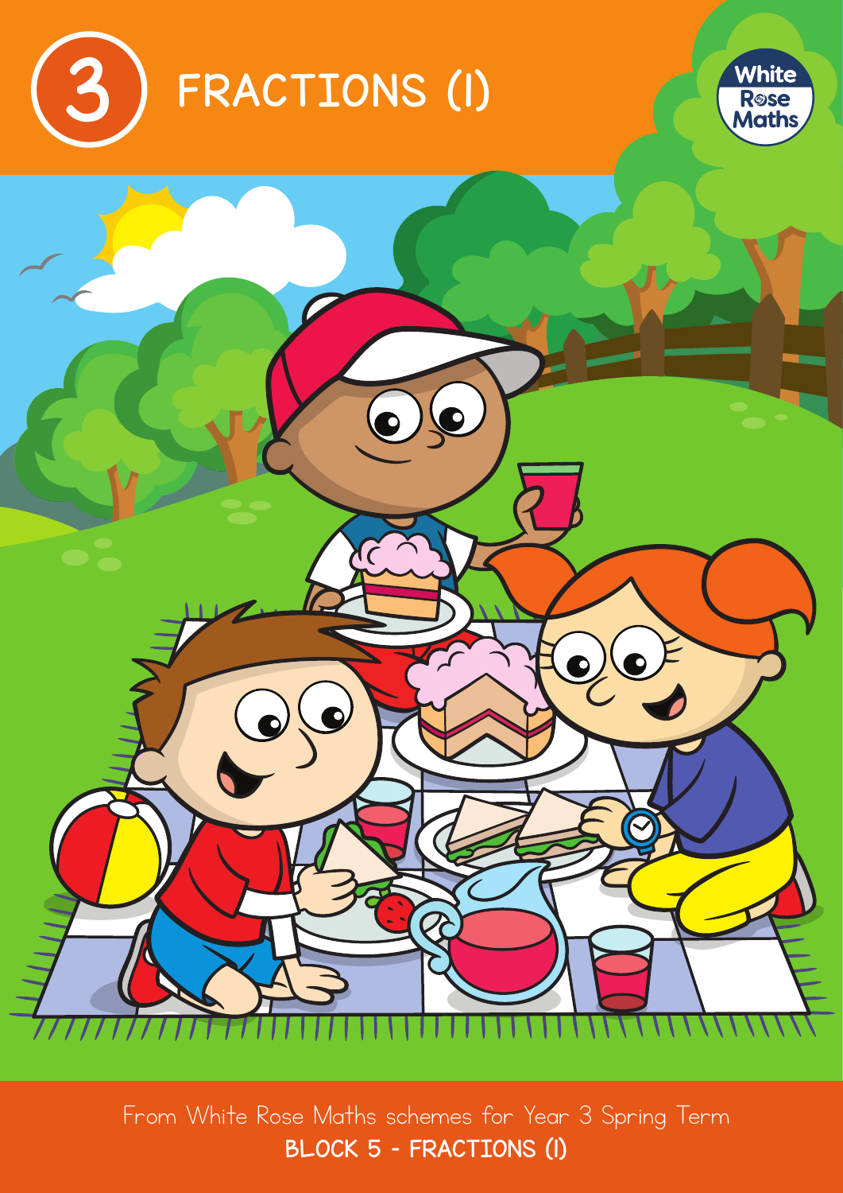# 3 FRACTIONS (1)

White Rose Maths

From White Rose Maths schemes for Year 3 Spring Term

**BLOCK 5 - FRACTIONS (1)**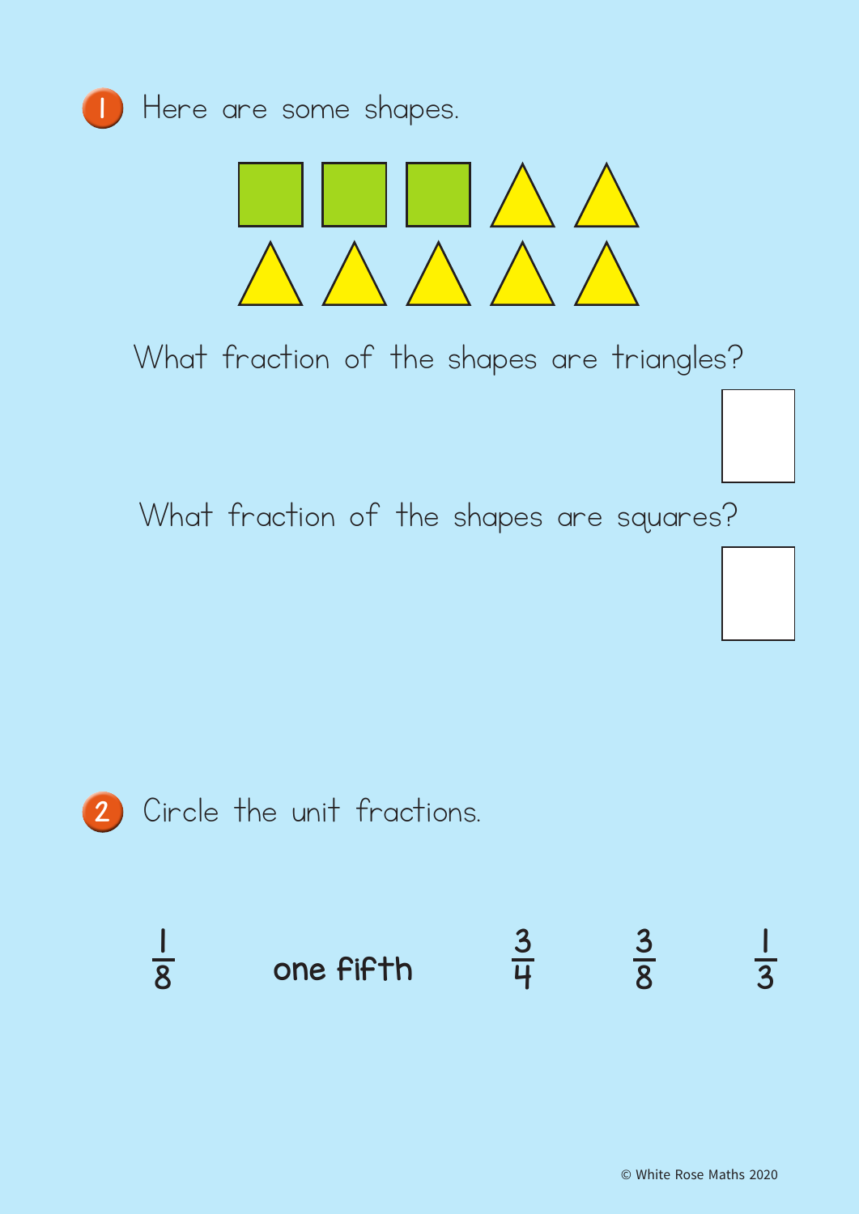1. Here are some shapes.

What fraction of the shapes are triangles?

What fraction of the shapes are squares?

2. Circle the unit fractions.

$\frac{1}{8}$ one fifth $\frac{3}{4}$ $\frac{3}{8}$ $\frac{1}{3}$

© White Rose Maths 2020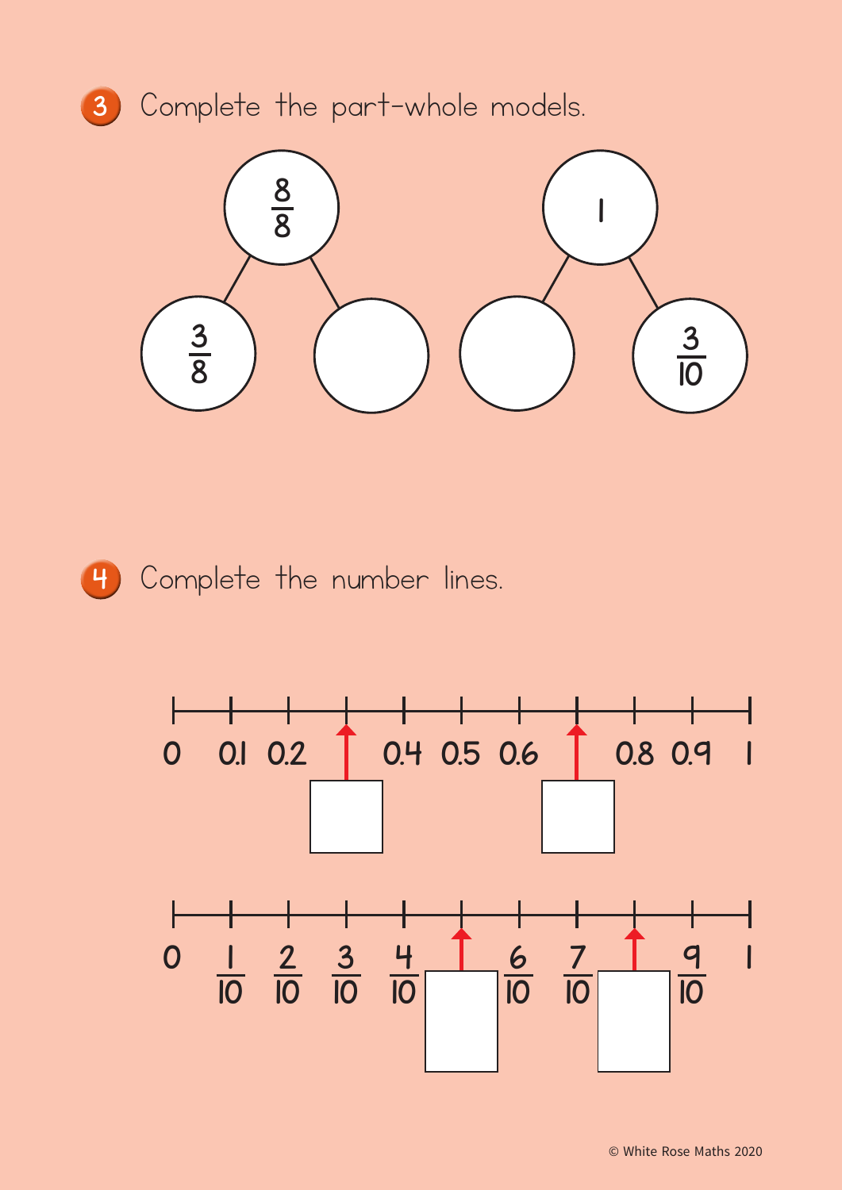**3** Complete the part-whole models.

Whole: $\frac{8}{8}$ — Parts: $\frac{3}{8}$ and ☐

Whole: 1 — Parts: ☐ and $\frac{3}{10}$

**4** Complete the number lines.

0, 0.1, 0.2, ☐, 0.4, 0.5, 0.6, ☐, 0.8, 0.9, 1

0, $\frac{1}{10}$, $\frac{2}{10}$, $\frac{3}{10}$, $\frac{4}{10}$, ☐, $\frac{6}{10}$, $\frac{7}{10}$, ☐, $\frac{9}{10}$, 1

© White Rose Maths 2020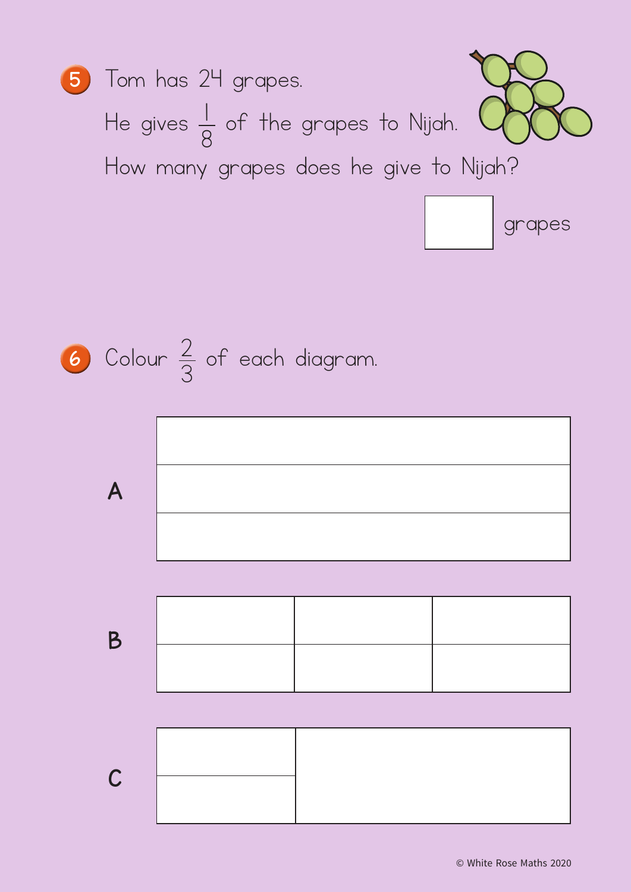5. Tom has 24 grapes.

He gives $\frac{1}{8}$ of the grapes to Nijah.

How many grapes does he give to Nijah?

☐ grapes

6. Colour $\frac{2}{3}$ of each diagram.

A

B

C

© White Rose Maths 2020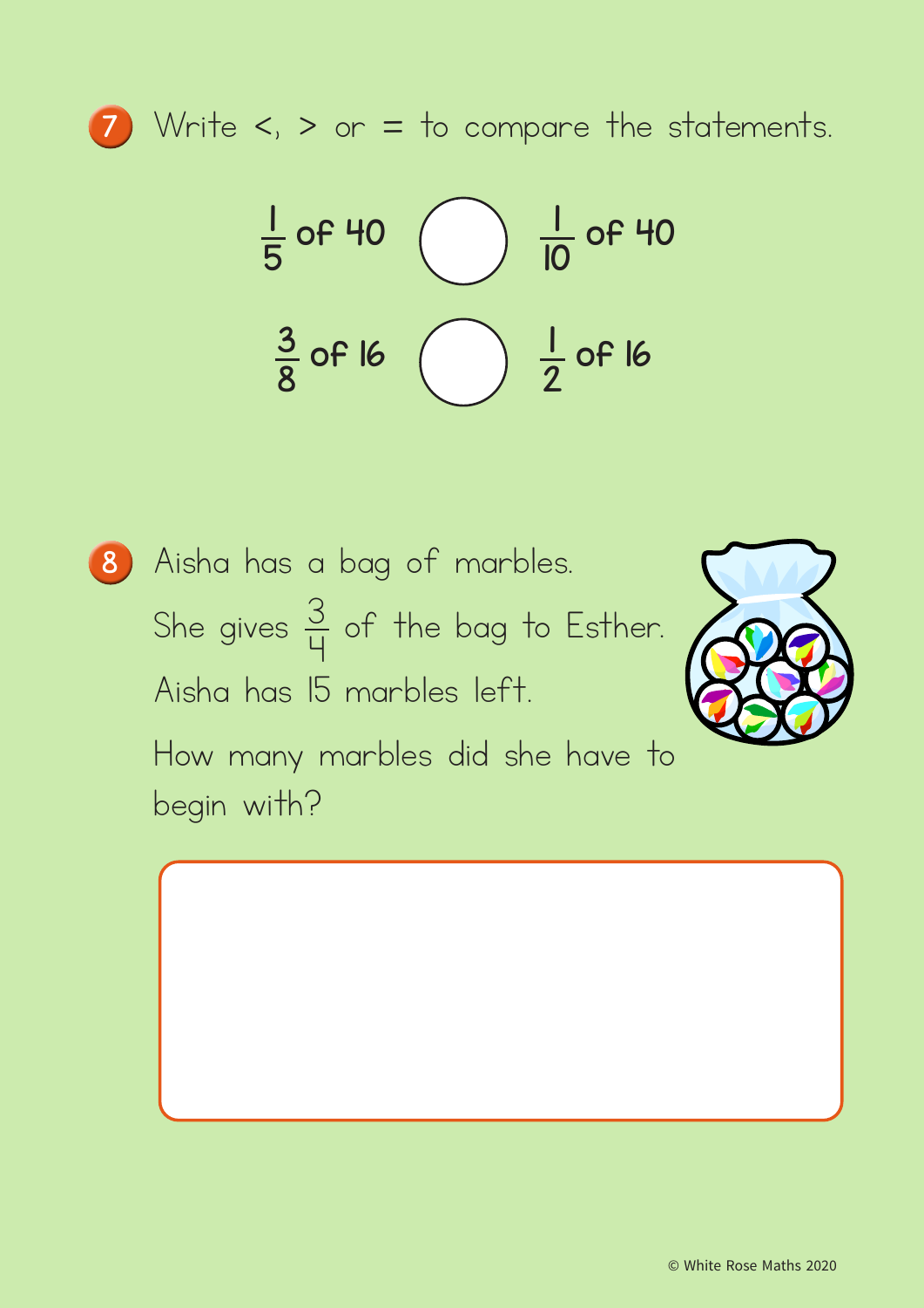7. Write <, > or = to compare the statements.

$\frac{1}{5}$ of 40 ◯ $\frac{1}{10}$ of 40

$\frac{3}{8}$ of 16 ◯ $\frac{1}{2}$ of 16

8. Aisha has a bag of marbles.

She gives $\frac{3}{4}$ of the bag to Esther.

Aisha has 15 marbles left.

How many marbles did she have to begin with?

© White Rose Maths 2020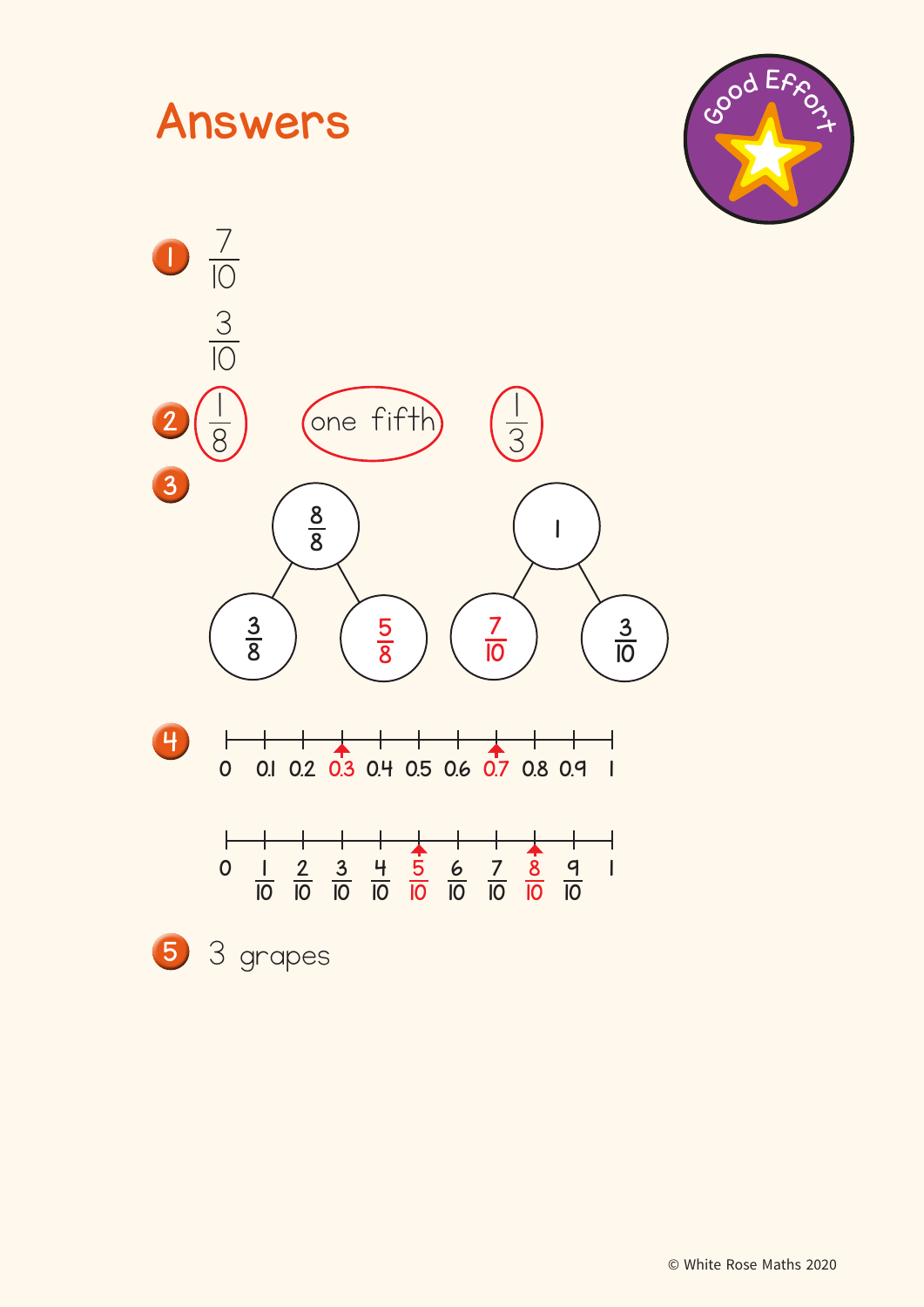# Answers

Good Effort

1. $\frac{7}{10}$

   $\frac{3}{10}$

2. $\frac{1}{8}$ (circled) one fifth (circled) $\frac{1}{3}$ (circled)

3. $\frac{8}{8}$ = $\frac{3}{8}$ + $\frac{5}{8}$

   $1$ = $\frac{7}{10}$ + $\frac{3}{10}$

4. 0, 0.1, 0.2, **0.3**, 0.4, 0.5, 0.6, **0.7**, 0.8, 0.9, 1

   0, $\frac{1}{10}$, $\frac{2}{10}$, $\frac{3}{10}$, $\frac{4}{10}$, **$\frac{5}{10}$**, $\frac{6}{10}$, $\frac{7}{10}$, **$\frac{8}{10}$**, $\frac{9}{10}$, 1

5. 3 grapes

© White Rose Maths 2020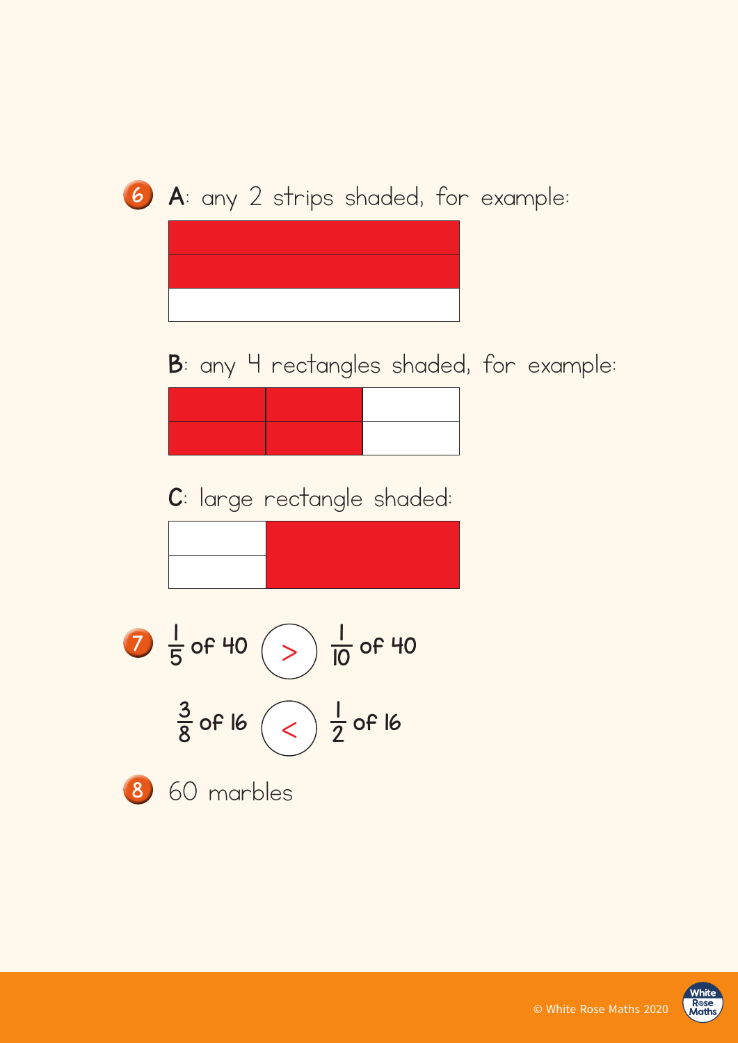6 A: any 2 strips shaded, for example:

B: any 4 rectangles shaded, for example:

C: large rectangle shaded:

7 $\frac{1}{5}$ of 40 > $\frac{1}{10}$ of 40

$\frac{3}{8}$ of 16 < $\frac{1}{2}$ of 16

8 60 marbles